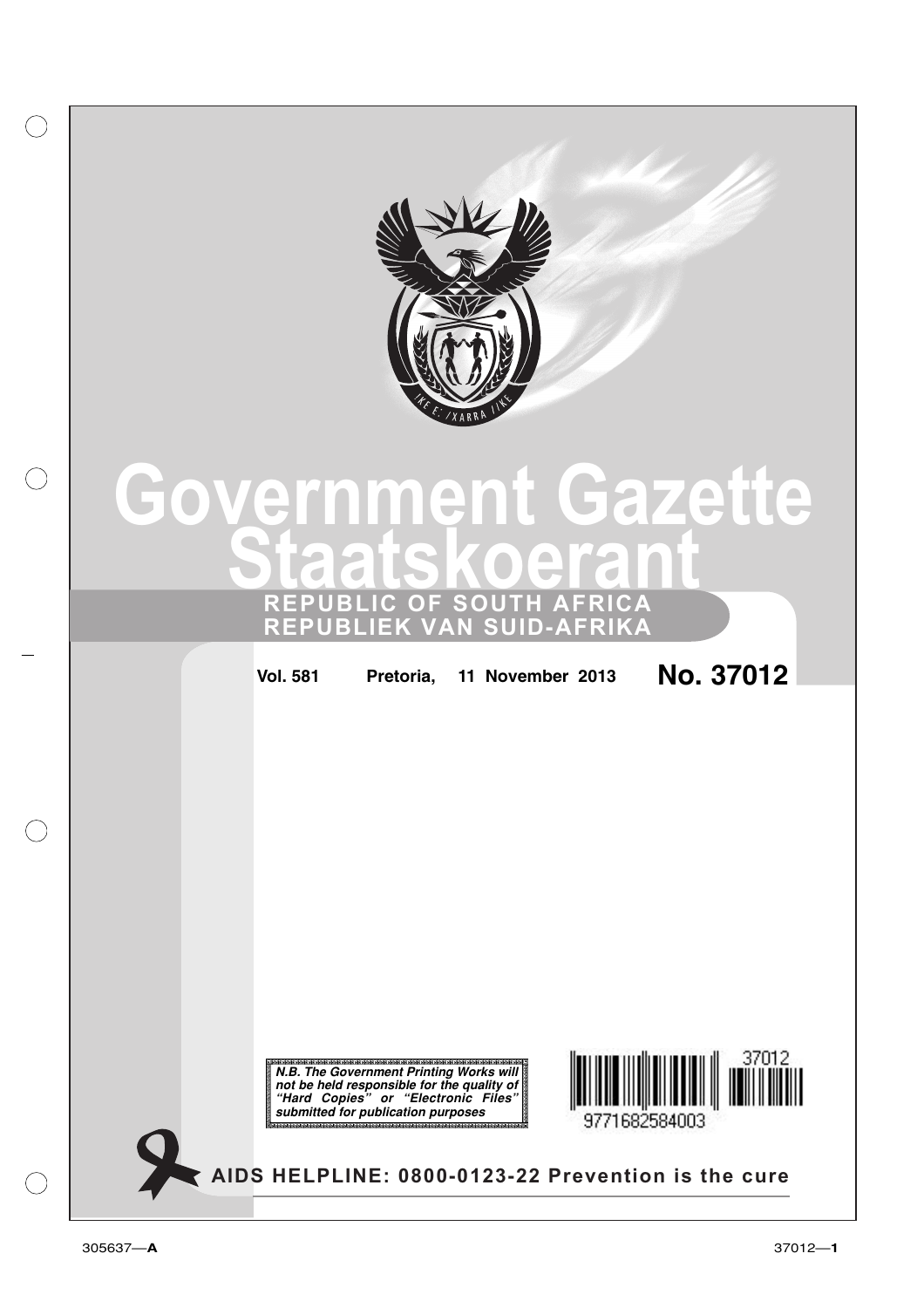# Government Gazette
# Staatskoerant

**REPUBLIC OF SOUTH AFRICA**
**REPUBLIEK VAN SUID-AFRIKA**

**Vol. 581** Pretoria, 11 November 2013 **No. 37012**

***N.B. The Government Printing Works will not be held responsible for the quality of "Hard Copies" or "Electronic Files" submitted for publication purposes***

**AIDS HELPLINE: 0800-0123-22 Prevention is the cure**

305637—**A** 37012—**1**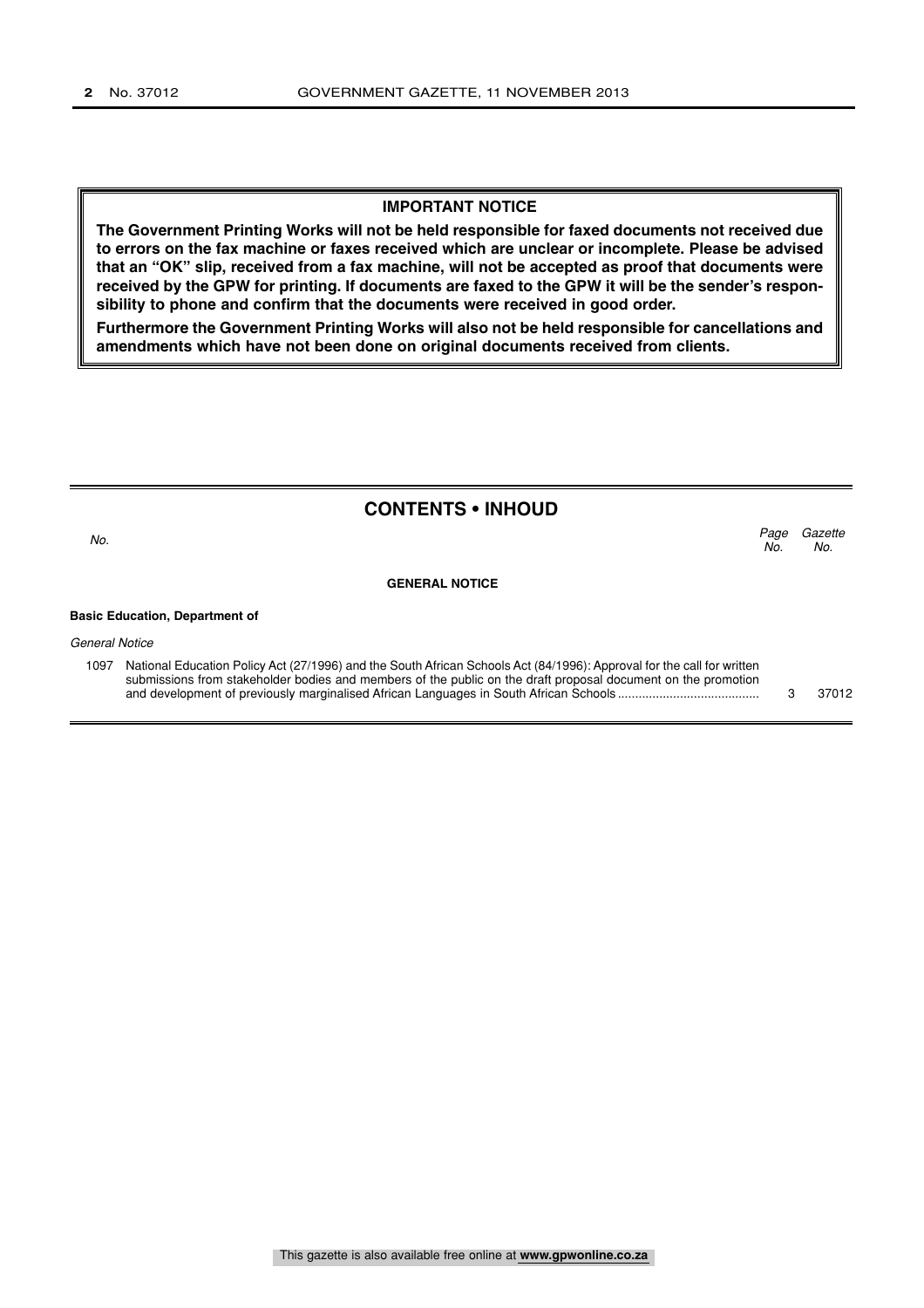**IMPORTANT NOTICE**

**The Government Printing Works will not be held responsible for faxed documents not received due to errors on the fax machine or faxes received which are unclear or incomplete. Please be advised that an "OK" slip, received from a fax machine, will not be accepted as proof that documents were received by the GPW for printing. If documents are faxed to the GPW it will be the sender's responsibility to phone and confirm that the documents were received in good order.**

**Furthermore the Government Printing Works will also not be held responsible for cancellations and amendments which have not been done on original documents received from clients.**

## CONTENTS • INHOUD

| *No.* | | *Page No.* | *Gazette No.* |
|---|---|---|---|
| | **GENERAL NOTICE** | | |
| | **Basic Education, Department of** | | |
| | *General Notice* | | |
| 1097 | National Education Policy Act (27/1996) and the South African Schools Act (84/1996): Approval for the call for written submissions from stakeholder bodies and members of the public on the draft proposal document on the promotion and development of previously marginalised African Languages in South African Schools | 3 | 37012 |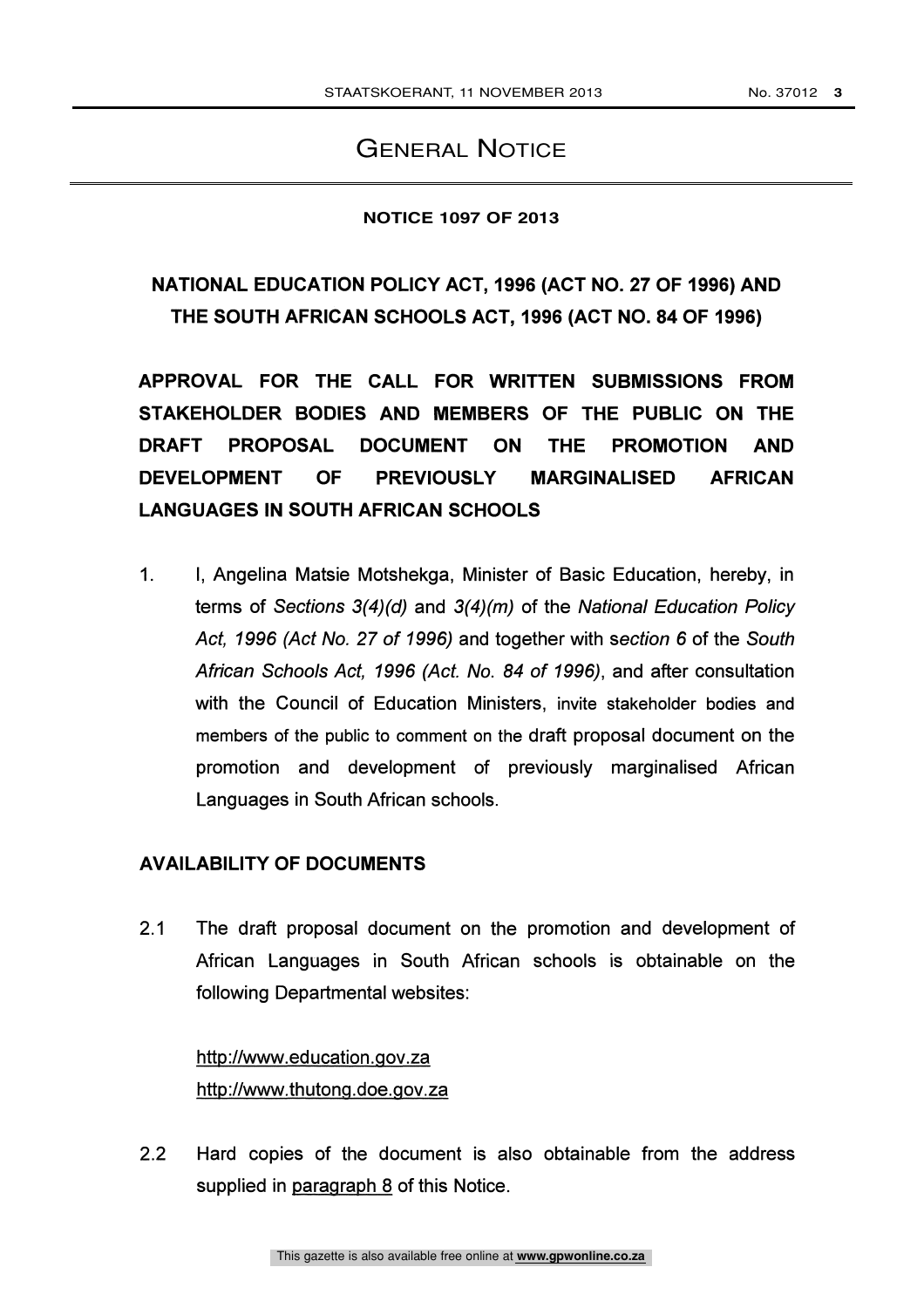# GENERAL NOTICE

**NOTICE 1097 OF 2013**

## NATIONAL EDUCATION POLICY ACT, 1996 (ACT NO. 27 OF 1996) AND THE SOUTH AFRICAN SCHOOLS ACT, 1996 (ACT NO. 84 OF 1996)

## APPROVAL FOR THE CALL FOR WRITTEN SUBMISSIONS FROM STAKEHOLDER BODIES AND MEMBERS OF THE PUBLIC ON THE DRAFT PROPOSAL DOCUMENT ON THE PROMOTION AND DEVELOPMENT OF PREVIOUSLY MARGINALISED AFRICAN LANGUAGES IN SOUTH AFRICAN SCHOOLS

1. I, Angelina Matsie Motshekga, Minister of Basic Education, hereby, in terms of *Sections 3(4)(d)* and *3(4)(m)* of the *National Education Policy Act, 1996 (Act No. 27 of 1996)* and together with s*ection 6* of the *South African Schools Act, 1996 (Act. No. 84 of 1996)*, and after consultation with the Council of Education Ministers, invite stakeholder bodies and members of the public to comment on the draft proposal document on the promotion and development of previously marginalised African Languages in South African schools.

**AVAILABILITY OF DOCUMENTS**

2.1 The draft proposal document on the promotion and development of African Languages in South African schools is obtainable on the following Departmental websites:

http://www.education.gov.za
http://www.thutong.doe.gov.za

2.2 Hard copies of the document is also obtainable from the address supplied in paragraph 8 of this Notice.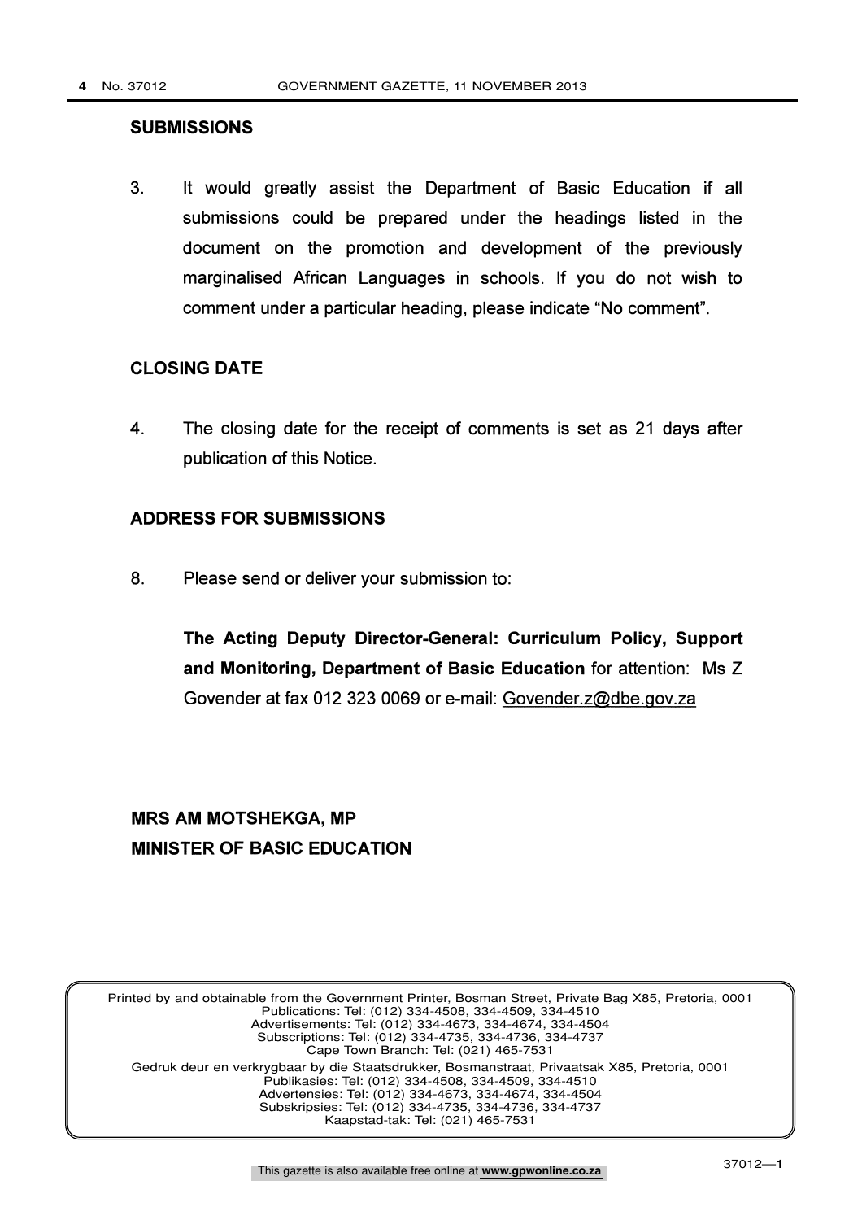## SUBMISSIONS

3. It would greatly assist the Department of Basic Education if all submissions could be prepared under the headings listed in the document on the promotion and development of the previously marginalised African Languages in schools. If you do not wish to comment under a particular heading, please indicate "No comment".

## CLOSING DATE

4. The closing date for the receipt of comments is set as 21 days after publication of this Notice.

## ADDRESS FOR SUBMISSIONS

8. Please send or deliver your submission to:

   **The Acting Deputy Director-General: Curriculum Policy, Support and Monitoring, Department of Basic Education** for attention: Ms Z Govender at fax 012 323 0069 or e-mail: Govender.z@dbe.gov.za

**MRS AM MOTSHEKGA, MP**
**MINISTER OF BASIC EDUCATION**

Printed by and obtainable from the Government Printer, Bosman Street, Private Bag X85, Pretoria, 0001
Publications: Tel: (012) 334-4508, 334-4509, 334-4510
Advertisements: Tel: (012) 334-4673, 334-4674, 334-4504
Subscriptions: Tel: (012) 334-4735, 334-4736, 334-4737
Cape Town Branch: Tel: (021) 465-7531

Gedruk deur en verkrygbaar by die Staatsdrukker, Bosmanstraat, Privaatsak X85, Pretoria, 0001
Publikasies: Tel: (012) 334-4508, 334-4509, 334-4510
Advertensies: Tel: (012) 334-4673, 334-4674, 334-4504
Subskripsies: Tel: (012) 334-4735, 334-4736, 334-4737
Kaapstad-tak: Tel: (021) 465-7531